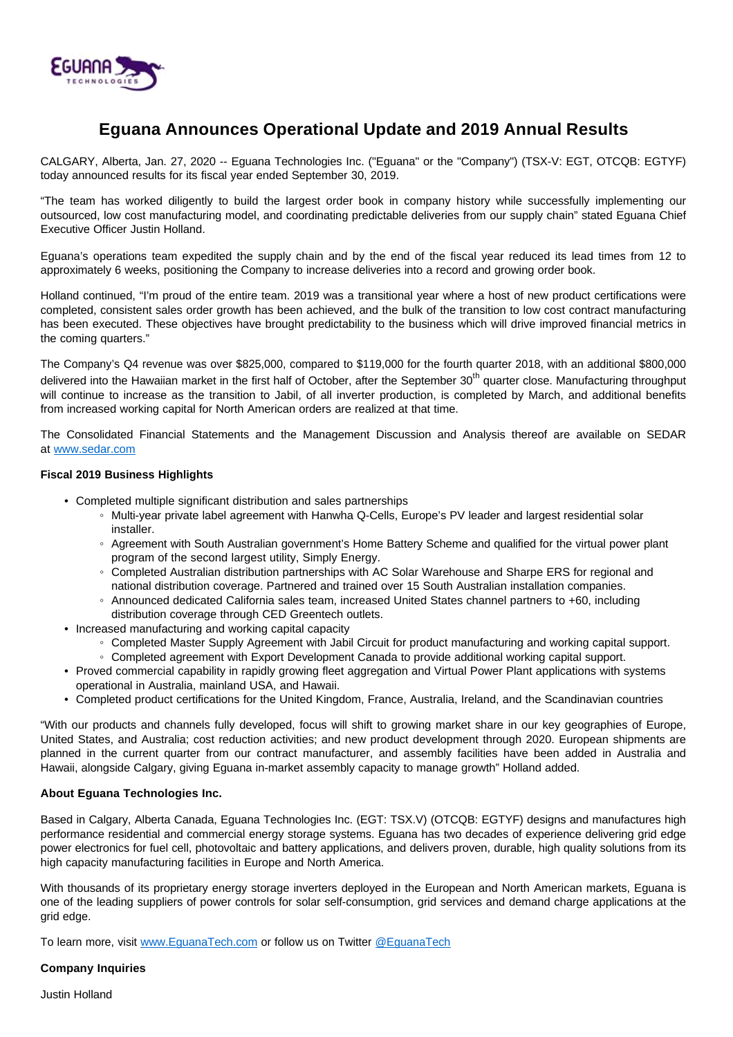# Eguana Announces Operational Update and 2019 Annual Results

CALGARY, Alberta, Jan. 27, 2020 -- Eguana Technologies Inc. ("Eguana" or the "Company") (TSX-V: EGT, OTCQB: EGTYF) today announced results for its fiscal year ended September 30, 2019.

"The team has worked diligently to build the largest order book in company history while successfully implementing our outsourced, low cost manufacturing model, and coordinating predictable deliveries from our supply chain" stated Eguana Chief Executive Officer Justin Holland.

Eguana's operations team expedited the supply chain and by the end of the fiscal year reduced its lead times from 12 to approximately 6 weeks, positioning the Company to increase deliveries into a record and growing order book.

Holland continued, "I'm proud of the entire team. 2019 was a transitional year where a host of new product certifications were completed, consistent sales order growth has been achieved, and the bulk of the transition to low cost contract manufacturing has been executed. These objectives have brought predictability to the business which will drive improved financial metrics in the coming quarters."

The Company's Q4 revenue was over $825,000, compared to $119,000 for the fourth quarter 2018, with an additional $800,000 delivered into the Hawaiian market in the first half of October, after the September 30th quarter close. Manufacturing throughput will continue to increase as the transition to Jabil, of all inverter production, is completed by March, and additional benefits from increased working capital for North American orders are realized at that time.

The Consolidated Financial Statements and the Management Discussion and Analysis thereof are available on SEDAR at www.sedar.com

**Fiscal 2019 Business Highlights**

- Completed multiple significant distribution and sales partnerships
  - Multi-year private label agreement with Hanwha Q-Cells, Europe's PV leader and largest residential solar installer.
  - Agreement with South Australian government's Home Battery Scheme and qualified for the virtual power plant program of the second largest utility, Simply Energy.
  - Completed Australian distribution partnerships with AC Solar Warehouse and Sharpe ERS for regional and national distribution coverage. Partnered and trained over 15 South Australian installation companies.
  - Announced dedicated California sales team, increased United States channel partners to +60, including distribution coverage through CED Greentech outlets.
- Increased manufacturing and working capital capacity
  - Completed Master Supply Agreement with Jabil Circuit for product manufacturing and working capital support.
  - Completed agreement with Export Development Canada to provide additional working capital support.
- Proved commercial capability in rapidly growing fleet aggregation and Virtual Power Plant applications with systems operational in Australia, mainland USA, and Hawaii.
- Completed product certifications for the United Kingdom, France, Australia, Ireland, and the Scandinavian countries

"With our products and channels fully developed, focus will shift to growing market share in our key geographies of Europe, United States, and Australia; cost reduction activities; and new product development through 2020. European shipments are planned in the current quarter from our contract manufacturer, and assembly facilities have been added in Australia and Hawaii, alongside Calgary, giving Eguana in-market assembly capacity to manage growth" Holland added.

**About Eguana Technologies Inc.**

Based in Calgary, Alberta Canada, Eguana Technologies Inc. (EGT: TSX.V) (OTCQB: EGTYF) designs and manufactures high performance residential and commercial energy storage systems. Eguana has two decades of experience delivering grid edge power electronics for fuel cell, photovoltaic and battery applications, and delivers proven, durable, high quality solutions from its high capacity manufacturing facilities in Europe and North America.

With thousands of its proprietary energy storage inverters deployed in the European and North American markets, Eguana is one of the leading suppliers of power controls for solar self-consumption, grid services and demand charge applications at the grid edge.

To learn more, visit www.EguanaTech.com or follow us on Twitter @EguanaTech

**Company Inquiries**

Justin Holland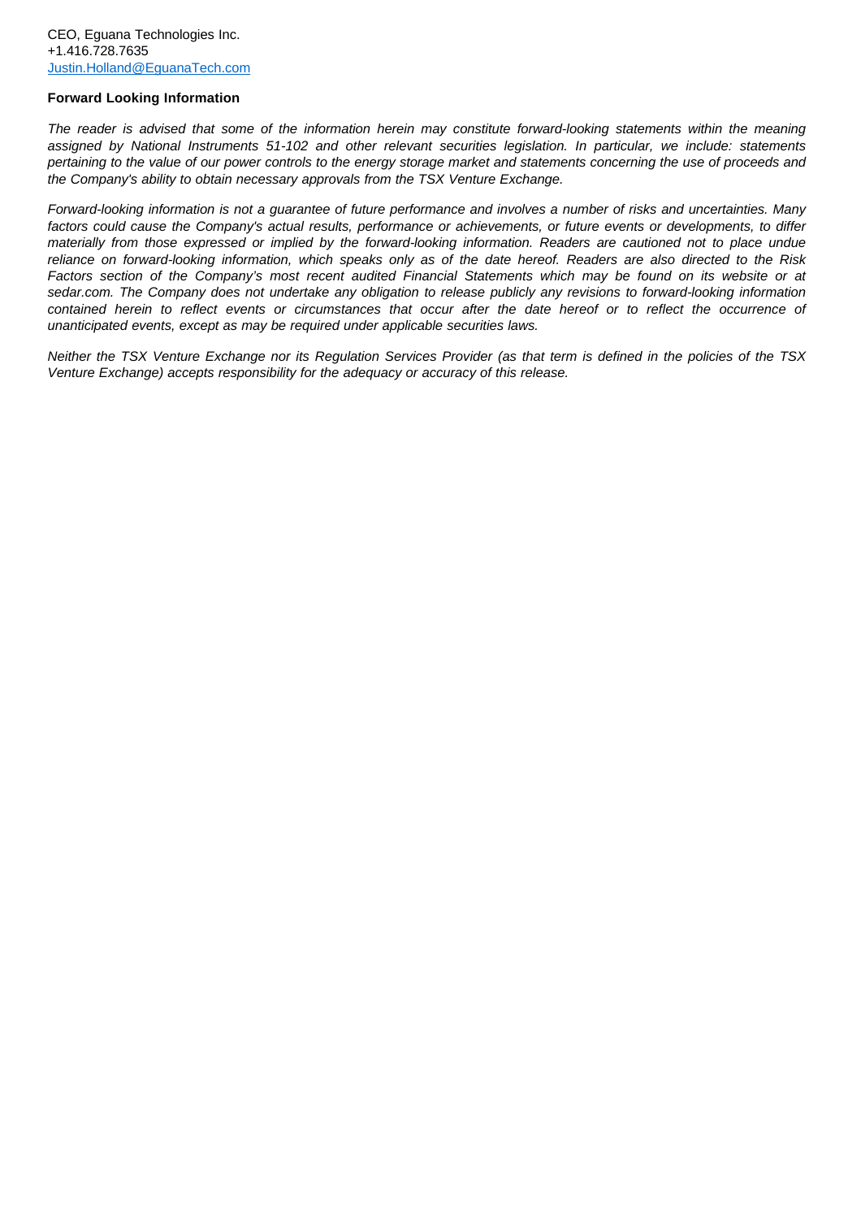CEO, Eguana Technologies Inc.
+1.416.728.7635
Justin.Holland@EguanaTech.com

**Forward Looking Information**

*The reader is advised that some of the information herein may constitute forward-looking statements within the meaning assigned by National Instruments 51-102 and other relevant securities legislation. In particular, we include: statements pertaining to the value of our power controls to the energy storage market and statements concerning the use of proceeds and the Company's ability to obtain necessary approvals from the TSX Venture Exchange.*

*Forward-looking information is not a guarantee of future performance and involves a number of risks and uncertainties. Many factors could cause the Company's actual results, performance or achievements, or future events or developments, to differ materially from those expressed or implied by the forward-looking information. Readers are cautioned not to place undue reliance on forward-looking information, which speaks only as of the date hereof. Readers are also directed to the Risk Factors section of the Company's most recent audited Financial Statements which may be found on its website or at sedar.com. The Company does not undertake any obligation to release publicly any revisions to forward-looking information contained herein to reflect events or circumstances that occur after the date hereof or to reflect the occurrence of unanticipated events, except as may be required under applicable securities laws.*

*Neither the TSX Venture Exchange nor its Regulation Services Provider (as that term is defined in the policies of the TSX Venture Exchange) accepts responsibility for the adequacy or accuracy of this release.*